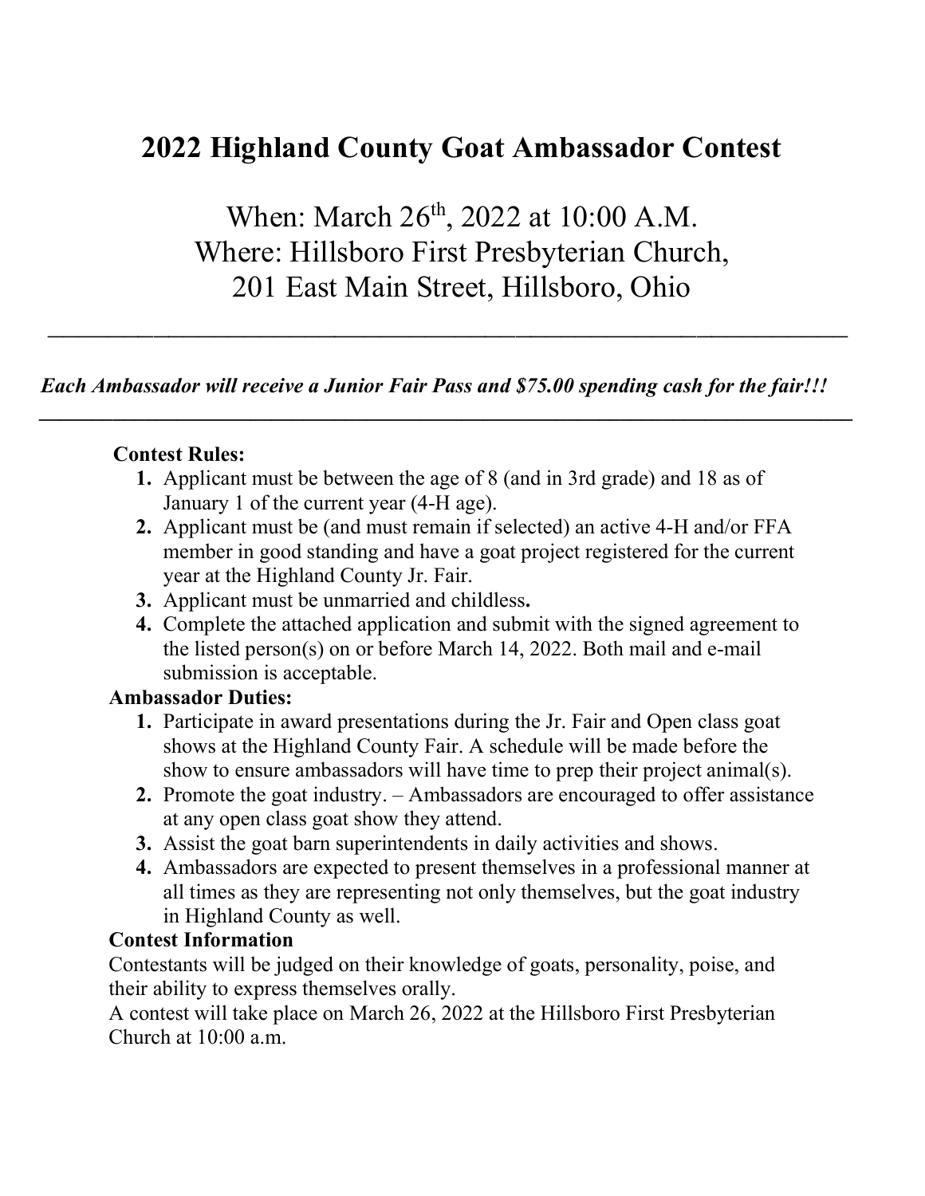# 2022 Highland County Goat Ambassador Contest

When: March 26th, 2022 at 10:00 A.M.
Where: Hillsboro First Presbyterian Church,
201 East Main Street, Hillsboro, Ohio

---

***Each Ambassador will receive a Junior Fair Pass and $75.00 spending cash for the fair!!!***

---

**Contest Rules:**

1. Applicant must be between the age of 8 (and in 3rd grade) and 18 as of January 1 of the current year (4-H age).
2. Applicant must be (and must remain if selected) an active 4-H and/or FFA member in good standing and have a goat project registered for the current year at the Highland County Jr. Fair.
3. Applicant must be unmarried and childless.
4. Complete the attached application and submit with the signed agreement to the listed person(s) on or before March 14, 2022. Both mail and e-mail submission is acceptable.

**Ambassador Duties:**

1. Participate in award presentations during the Jr. Fair and Open class goat shows at the Highland County Fair. A schedule will be made before the show to ensure ambassadors will have time to prep their project animal(s).
2. Promote the goat industry. – Ambassadors are encouraged to offer assistance at any open class goat show they attend.
3. Assist the goat barn superintendents in daily activities and shows.
4. Ambassadors are expected to present themselves in a professional manner at all times as they are representing not only themselves, but the goat industry in Highland County as well.

**Contest Information**

Contestants will be judged on their knowledge of goats, personality, poise, and their ability to express themselves orally.

A contest will take place on March 26, 2022 at the Hillsboro First Presbyterian Church at 10:00 a.m.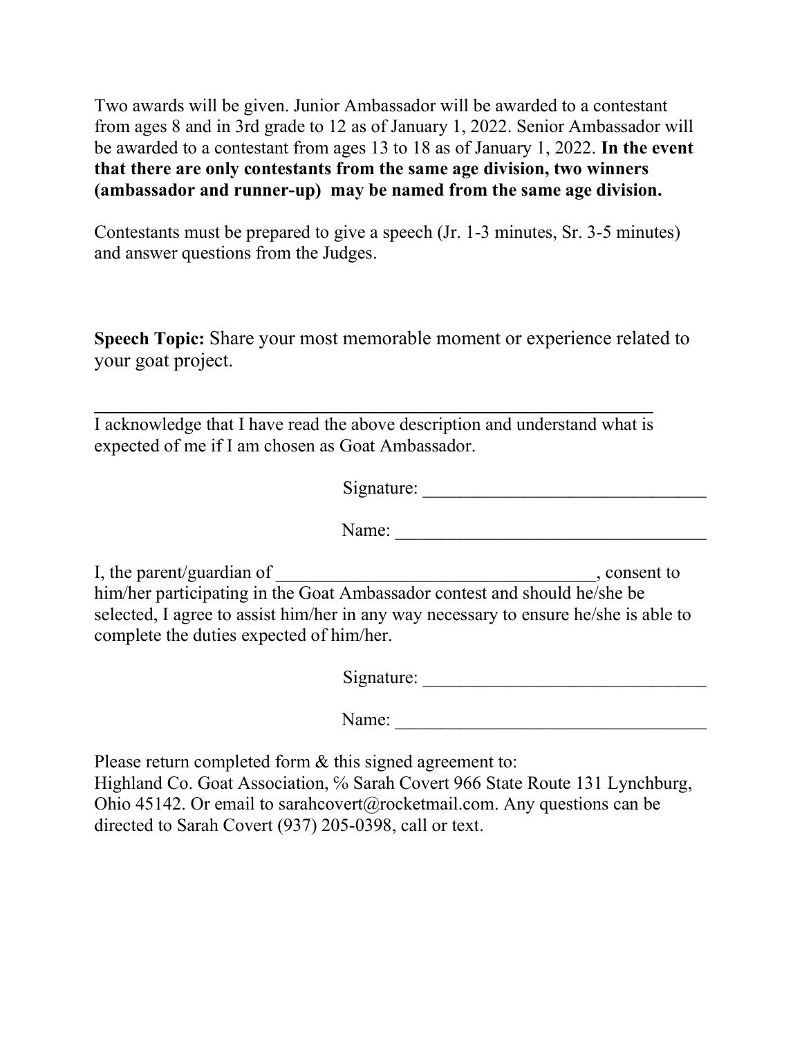Two awards will be given. Junior Ambassador will be awarded to a contestant from ages 8 and in 3rd grade to 12 as of January 1, 2022. Senior Ambassador will be awarded to a contestant from ages 13 to 18 as of January 1, 2022. **In the event that there are only contestants from the same age division, two winners (ambassador and runner-up) may be named from the same age division.**

Contestants must be prepared to give a speech (Jr. 1-3 minutes, Sr. 3-5 minutes) and answer questions from the Judges.

**Speech Topic:** Share your most memorable moment or experience related to your goat project.

---

I acknowledge that I have read the above description and understand what is expected of me if I am chosen as Goat Ambassador.

Signature: _______________________________

Name: __________________________________

I, the parent/guardian of ___________________________________, consent to him/her participating in the Goat Ambassador contest and should he/she be selected, I agree to assist him/her in any way necessary to ensure he/she is able to complete the duties expected of him/her.

Signature: _______________________________

Name: __________________________________

Please return completed form & this signed agreement to:
Highland Co. Goat Association, ℅ Sarah Covert 966 State Route 131 Lynchburg, Ohio 45142. Or email to sarahcovert@rocketmail.com. Any questions can be directed to Sarah Covert (937) 205-0398, call or text.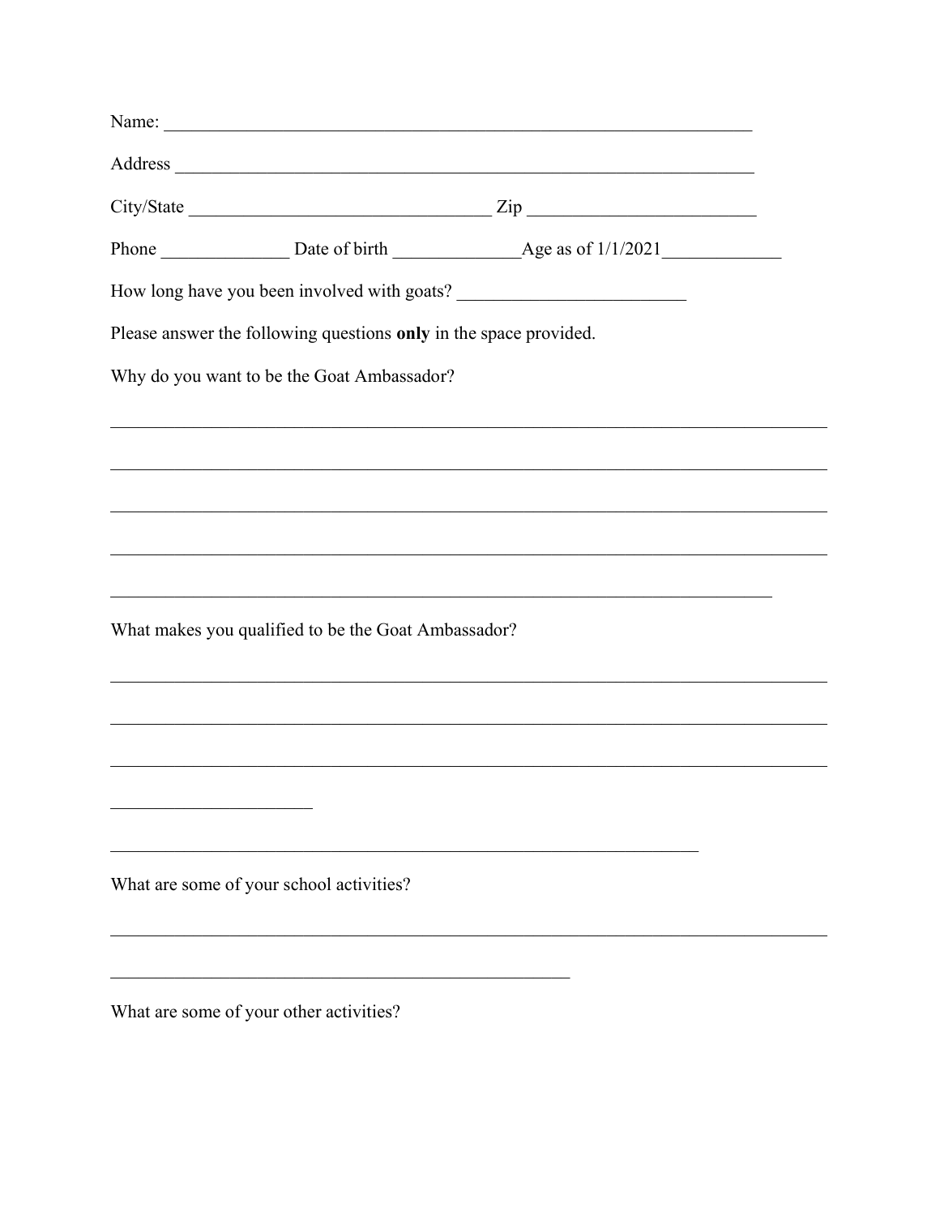Name: ________________________________________________________________

Address ______________________________________________________________

City/State ________________________________ Zip ________________________

Phone ______________ Date of birth ______________Age as of 1/1/2021_____________

How long have you been involved with goats? ________________________

Please answer the following questions **only** in the space provided.

Why do you want to be the Goat Ambassador?

________________________________________________________________________________

________________________________________________________________________________

________________________________________________________________________________

________________________________________________________________________________

__________________________________________________________________________

What makes you qualified to be the Goat Ambassador?

________________________________________________________________________________

________________________________________________________________________________

________________________________________________________________________________

______________________

__________________________________________________________________

What are some of your school activities?

________________________________________________________________________________

___________________________________________________

What are some of your other activities?